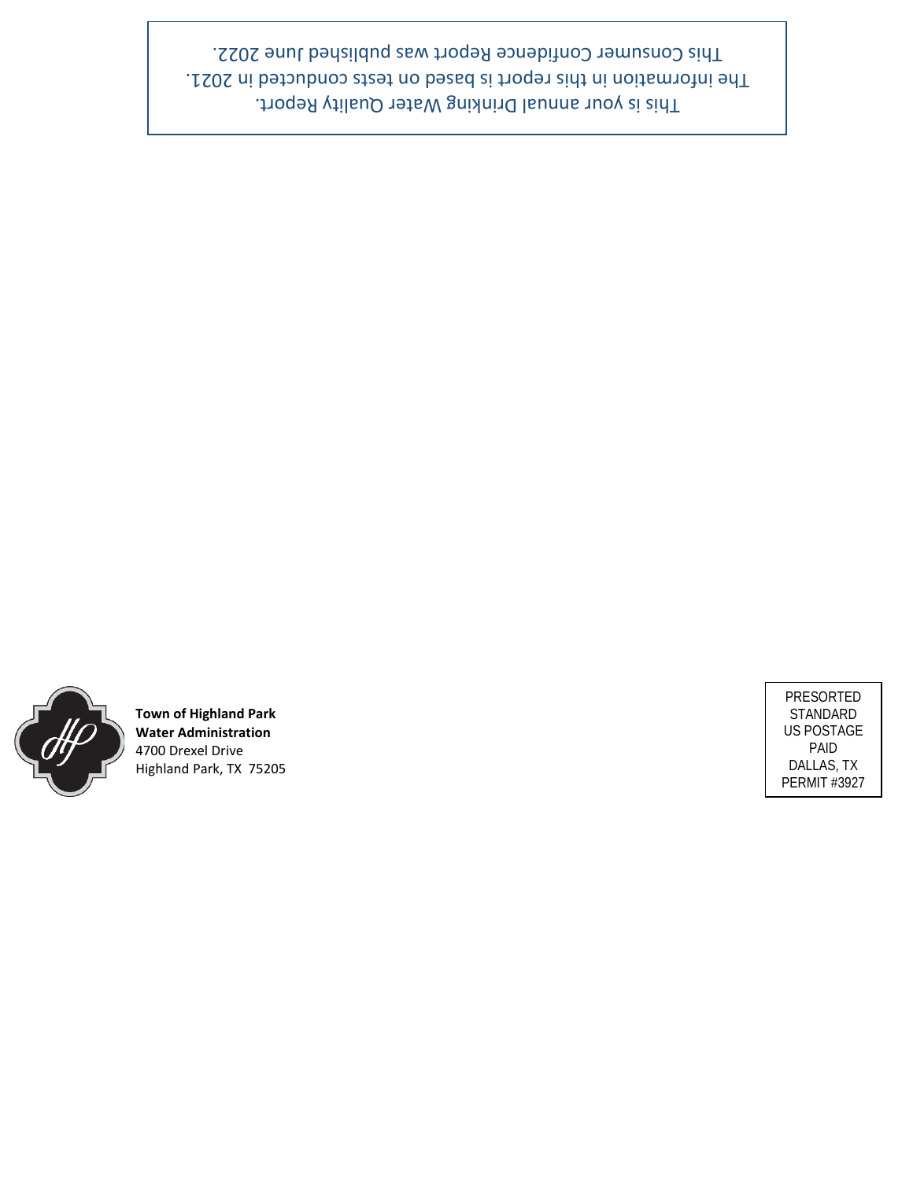This is your annual Drinking Water Quality Report.
The information in this report is based on tests conducted in 2021.
This Consumer Confidence Report was published June 2022.

**Town of Highland Park**
**Water Administration**
4700 Drexel Drive
Highland Park, TX 75205

PRESORTED
STANDARD
US POSTAGE
PAID
DALLAS, TX
PERMIT #3927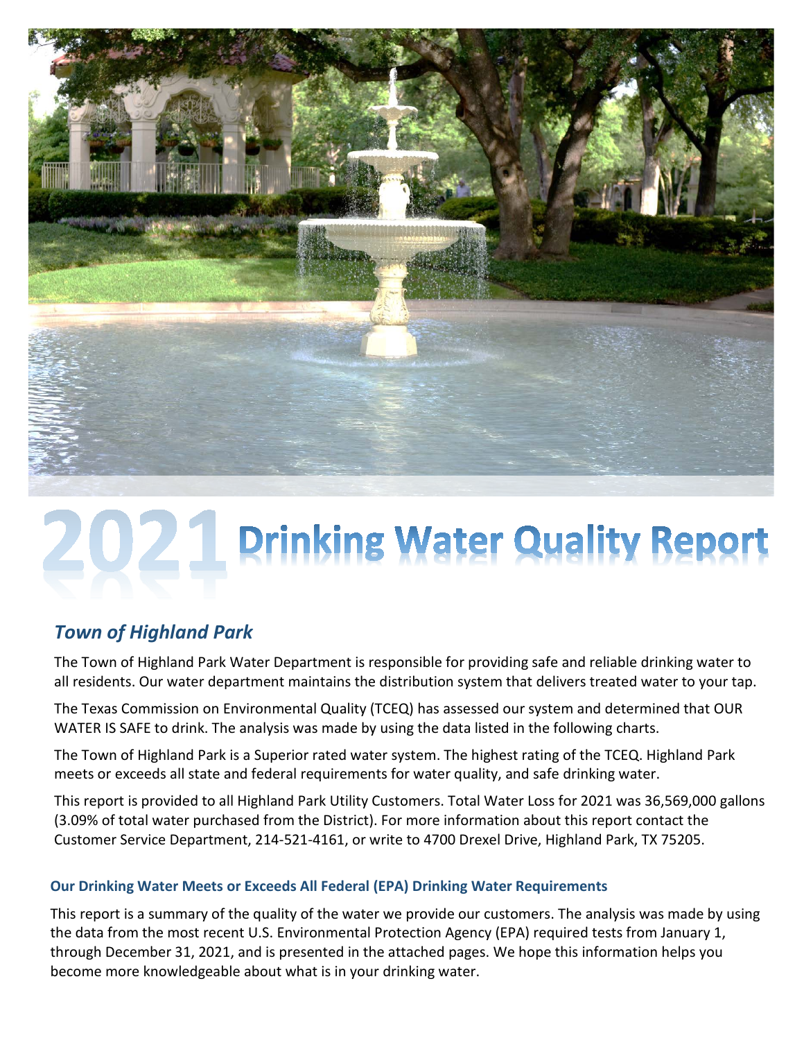# 2021 Drinking Water Quality Report

## *Town of Highland Park*

The Town of Highland Park Water Department is responsible for providing safe and reliable drinking water to all residents. Our water department maintains the distribution system that delivers treated water to your tap.

The Texas Commission on Environmental Quality (TCEQ) has assessed our system and determined that OUR WATER IS SAFE to drink. The analysis was made by using the data listed in the following charts.

The Town of Highland Park is a Superior rated water system. The highest rating of the TCEQ. Highland Park meets or exceeds all state and federal requirements for water quality, and safe drinking water.

This report is provided to all Highland Park Utility Customers. Total Water Loss for 2021 was 36,569,000 gallons (3.09% of total water purchased from the District). For more information about this report contact the Customer Service Department, 214-521-4161, or write to 4700 Drexel Drive, Highland Park, TX 75205.

### Our Drinking Water Meets or Exceeds All Federal (EPA) Drinking Water Requirements

This report is a summary of the quality of the water we provide our customers. The analysis was made by using the data from the most recent U.S. Environmental Protection Agency (EPA) required tests from January 1, through December 31, 2021, and is presented in the attached pages. We hope this information helps you become more knowledgeable about what is in your drinking water.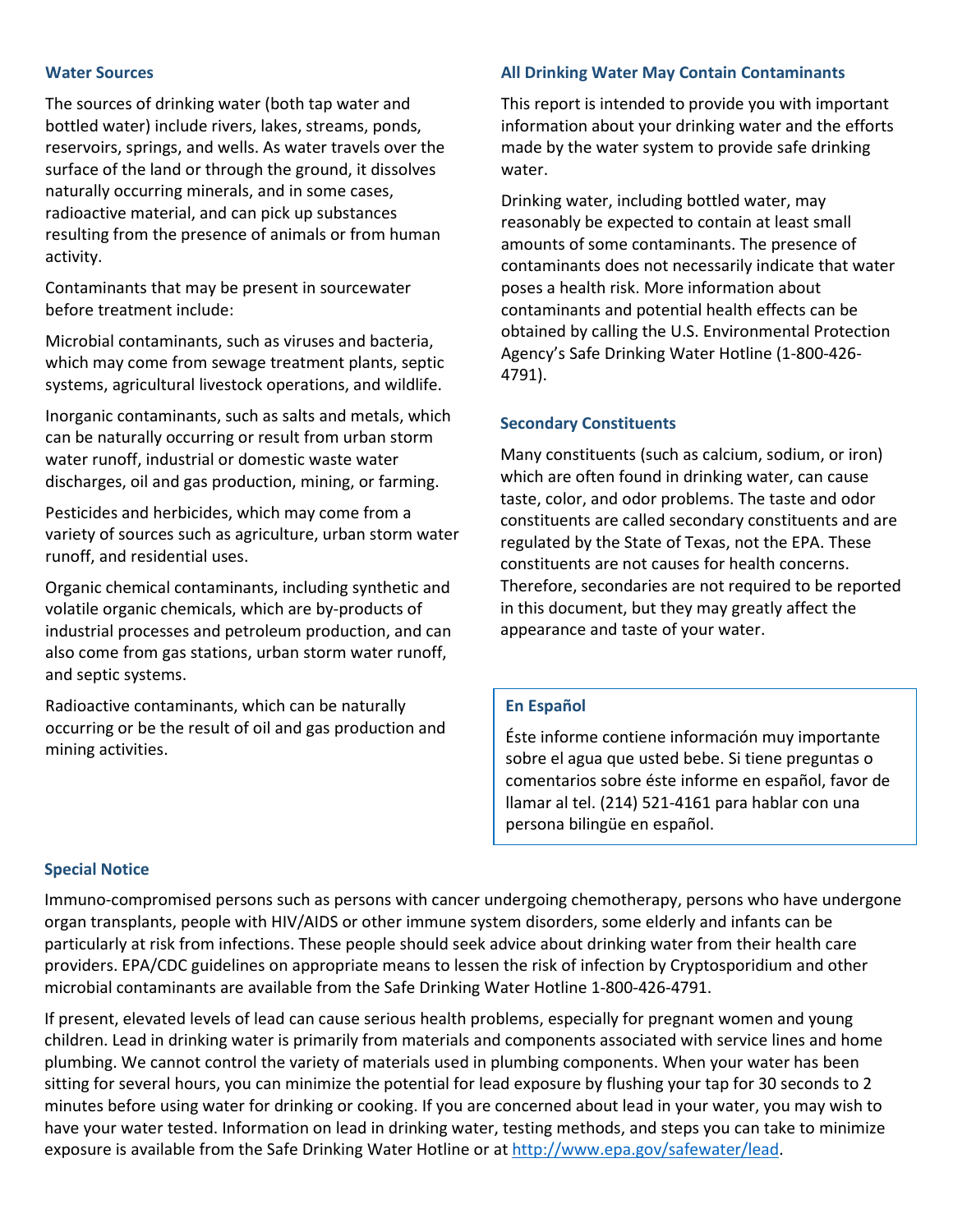## Water Sources

The sources of drinking water (both tap water and bottled water) include rivers, lakes, streams, ponds, reservoirs, springs, and wells. As water travels over the surface of the land or through the ground, it dissolves naturally occurring minerals, and in some cases, radioactive material, and can pick up substances resulting from the presence of animals or from human activity.

Contaminants that may be present in sourcewater before treatment include:

Microbial contaminants, such as viruses and bacteria, which may come from sewage treatment plants, septic systems, agricultural livestock operations, and wildlife.

Inorganic contaminants, such as salts and metals, which can be naturally occurring or result from urban storm water runoff, industrial or domestic waste water discharges, oil and gas production, mining, or farming.

Pesticides and herbicides, which may come from a variety of sources such as agriculture, urban storm water runoff, and residential uses.

Organic chemical contaminants, including synthetic and volatile organic chemicals, which are by-products of industrial processes and petroleum production, and can also come from gas stations, urban storm water runoff, and septic systems.

Radioactive contaminants, which can be naturally occurring or be the result of oil and gas production and mining activities.

## All Drinking Water May Contain Contaminants

This report is intended to provide you with important information about your drinking water and the efforts made by the water system to provide safe drinking water.

Drinking water, including bottled water, may reasonably be expected to contain at least small amounts of some contaminants. The presence of contaminants does not necessarily indicate that water poses a health risk. More information about contaminants and potential health effects can be obtained by calling the U.S. Environmental Protection Agency's Safe Drinking Water Hotline (1-800-426-4791).

## Secondary Constituents

Many constituents (such as calcium, sodium, or iron) which are often found in drinking water, can cause taste, color, and odor problems. The taste and odor constituents are called secondary constituents and are regulated by the State of Texas, not the EPA. These constituents are not causes for health concerns. Therefore, secondaries are not required to be reported in this document, but they may greatly affect the appearance and taste of your water.

## En Español

Éste informe contiene información muy importante sobre el agua que usted bebe. Si tiene preguntas o comentarios sobre éste informe en español, favor de llamar al tel. (214) 521-4161 para hablar con una persona bilingüe en español.

## Special Notice

Immuno-compromised persons such as persons with cancer undergoing chemotherapy, persons who have undergone organ transplants, people with HIV/AIDS or other immune system disorders, some elderly and infants can be particularly at risk from infections. These people should seek advice about drinking water from their health care providers. EPA/CDC guidelines on appropriate means to lessen the risk of infection by Cryptosporidium and other microbial contaminants are available from the Safe Drinking Water Hotline 1-800-426-4791.

If present, elevated levels of lead can cause serious health problems, especially for pregnant women and young children. Lead in drinking water is primarily from materials and components associated with service lines and home plumbing. We cannot control the variety of materials used in plumbing components. When your water has been sitting for several hours, you can minimize the potential for lead exposure by flushing your tap for 30 seconds to 2 minutes before using water for drinking or cooking. If you are concerned about lead in your water, you may wish to have your water tested. Information on lead in drinking water, testing methods, and steps you can take to minimize exposure is available from the Safe Drinking Water Hotline or at http://www.epa.gov/safewater/lead.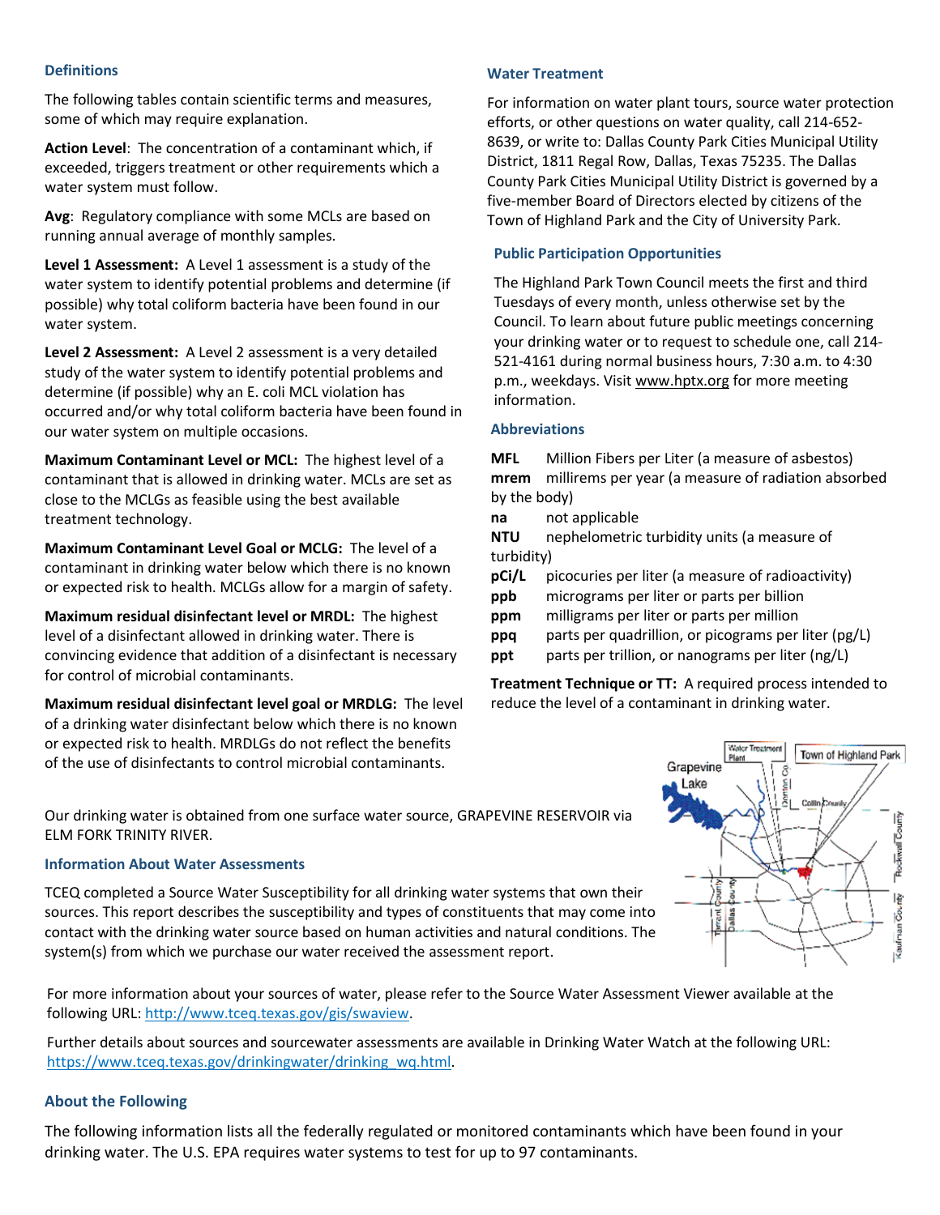## Definitions

The following tables contain scientific terms and measures, some of which may require explanation.

**Action Level**: The concentration of a contaminant which, if exceeded, triggers treatment or other requirements which a water system must follow.

**Avg**: Regulatory compliance with some MCLs are based on running annual average of monthly samples.

**Level 1 Assessment:** A Level 1 assessment is a study of the water system to identify potential problems and determine (if possible) why total coliform bacteria have been found in our water system.

**Level 2 Assessment:** A Level 2 assessment is a very detailed study of the water system to identify potential problems and determine (if possible) why an E. coli MCL violation has occurred and/or why total coliform bacteria have been found in our water system on multiple occasions.

**Maximum Contaminant Level or MCL:** The highest level of a contaminant that is allowed in drinking water. MCLs are set as close to the MCLGs as feasible using the best available treatment technology.

**Maximum Contaminant Level Goal or MCLG:** The level of a contaminant in drinking water below which there is no known or expected risk to health. MCLGs allow for a margin of safety.

**Maximum residual disinfectant level or MRDL:** The highest level of a disinfectant allowed in drinking water. There is convincing evidence that addition of a disinfectant is necessary for control of microbial contaminants.

**Maximum residual disinfectant level goal or MRDLG:** The level of a drinking water disinfectant below which there is no known or expected risk to health. MRDLGs do not reflect the benefits of the use of disinfectants to control microbial contaminants.

## Water Treatment

For information on water plant tours, source water protection efforts, or other questions on water quality, call 214-652-8639, or write to: Dallas County Park Cities Municipal Utility District, 1811 Regal Row, Dallas, Texas 75235. The Dallas County Park Cities Municipal Utility District is governed by a five-member Board of Directors elected by citizens of the Town of Highland Park and the City of University Park.

## Public Participation Opportunities

The Highland Park Town Council meets the first and third Tuesdays of every month, unless otherwise set by the Council. To learn about future public meetings concerning your drinking water or to request to schedule one, call 214-521-4161 during normal business hours, 7:30 a.m. to 4:30 p.m., weekdays. Visit www.hptx.org for more meeting information.

## Abbreviations

**MFL** Million Fibers per Liter (a measure of asbestos)
**mrem** millirems per year (a measure of radiation absorbed by the body)
**na** not applicable
**NTU** nephelometric turbidity units (a measure of turbidity)
**pCi/L** picocuries per liter (a measure of radioactivity)
**ppb** micrograms per liter or parts per billion
**ppm** milligrams per liter or parts per million
**ppq** parts per quadrillion, or picograms per liter (pg/L)
**ppt** parts per trillion, or nanograms per liter (ng/L)

**Treatment Technique or TT:** A required process intended to reduce the level of a contaminant in drinking water.

Our drinking water is obtained from one surface water source, GRAPEVINE RESERVOIR via ELM FORK TRINITY RIVER.

## Information About Water Assessments

TCEQ completed a Source Water Susceptibility for all drinking water systems that own their sources. This report describes the susceptibility and types of constituents that may come into contact with the drinking water source based on human activities and natural conditions. The system(s) from which we purchase our water received the assessment report.

For more information about your sources of water, please refer to the Source Water Assessment Viewer available at the following URL: http://www.tceq.texas.gov/gis/swaview.

Further details about sources and sourcewater assessments are available in Drinking Water Watch at the following URL: https://www.tceq.texas.gov/drinkingwater/drinking_wq.html.

## About the Following

The following information lists all the federally regulated or monitored contaminants which have been found in your drinking water. The U.S. EPA requires water systems to test for up to 97 contaminants.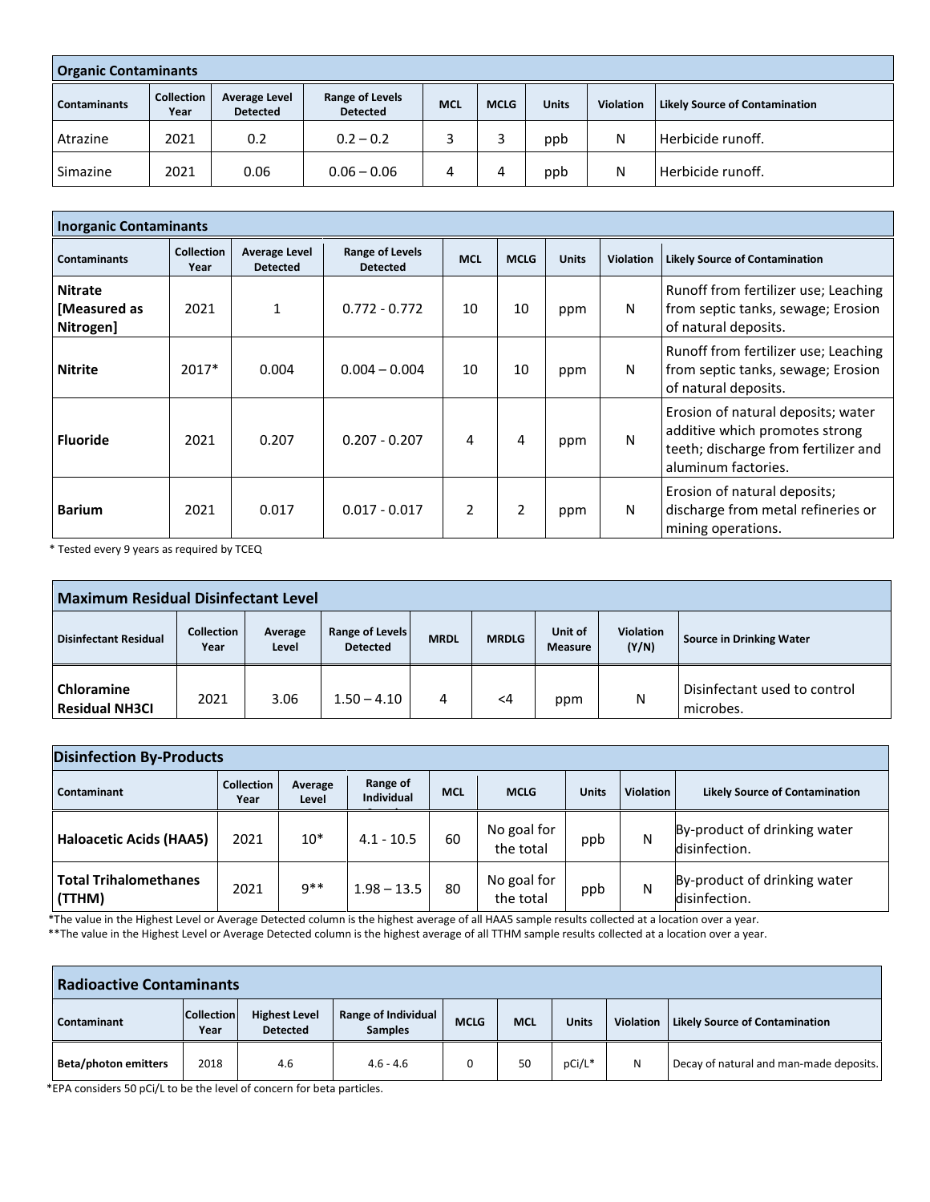| Organic Contaminants | | | | | | | | |
|---|---|---|---|---|---|---|---|---|
| **Contaminants** | **Collection Year** | **Average Level Detected** | **Range of Levels Detected** | **MCL** | **MCLG** | **Units** | **Violation** | **Likely Source of Contamination** |
| Atrazine | 2021 | 0.2 | 0.2 – 0.2 | 3 | 3 | ppb | N | Herbicide runoff. |
| Simazine | 2021 | 0.06 | 0.06 – 0.06 | 4 | 4 | ppb | N | Herbicide runoff. |

| Inorganic Contaminants | | | | | | | | |
|---|---|---|---|---|---|---|---|---|
| **Contaminants** | **Collection Year** | **Average Level Detected** | **Range of Levels Detected** | **MCL** | **MCLG** | **Units** | **Violation** | **Likely Source of Contamination** |
| **Nitrate [Measured as Nitrogen]** | 2021 | 1 | 0.772 - 0.772 | 10 | 10 | ppm | N | Runoff from fertilizer use; Leaching from septic tanks, sewage; Erosion of natural deposits. |
| **Nitrite** | 2017* | 0.004 | 0.004 – 0.004 | 10 | 10 | ppm | N | Runoff from fertilizer use; Leaching from septic tanks, sewage; Erosion of natural deposits. |
| **Fluoride** | 2021 | 0.207 | 0.207 - 0.207 | 4 | 4 | ppm | N | Erosion of natural deposits; water additive which promotes strong teeth; discharge from fertilizer and aluminum factories. |
| **Barium** | 2021 | 0.017 | 0.017 - 0.017 | 2 | 2 | ppm | N | Erosion of natural deposits; discharge from metal refineries or mining operations. |

* Tested every 9 years as required by TCEQ

| Maximum Residual Disinfectant Level | | | | | | | | |
|---|---|---|---|---|---|---|---|---|
| **Disinfectant Residual** | **Collection Year** | **Average Level** | **Range of Levels Detected** | **MRDL** | **MRDLG** | **Unit of Measure** | **Violation (Y/N)** | **Source in Drinking Water** |
| **Chloramine Residual NH3Cl** | 2021 | 3.06 | 1.50 – 4.10 | 4 | <4 | ppm | N | Disinfectant used to control microbes. |

| Disinfection By-Products | | | | | | | | |
|---|---|---|---|---|---|---|---|---|
| **Contaminant** | **Collection Year** | **Average Level** | **Range of Individual Samples** | **MCL** | **MCLG** | **Units** | **Violation** | **Likely Source of Contamination** |
| **Haloacetic Acids (HAA5)** | 2021 | 10* | 4.1 - 10.5 | 60 | No goal for the total | ppb | N | By-product of drinking water disinfection. |
| **Total Trihalomethanes (TTHM)** | 2021 | 9** | 1.98 – 13.5 | 80 | No goal for the total | ppb | N | By-product of drinking water disinfection. |

*The value in the Highest Level or Average Detected column is the highest average of all HAA5 sample results collected at a location over a year.
**The value in the Highest Level or Average Detected column is the highest average of all TTHM sample results collected at a location over a year.

| Radioactive Contaminants | | | | | | | | |
|---|---|---|---|---|---|---|---|---|
| **Contaminant** | **Collection Year** | **Highest Level Detected** | **Range of Individual Samples** | **MCLG** | **MCL** | **Units** | **Violation** | **Likely Source of Contamination** |
| **Beta/photon emitters** | 2018 | 4.6 | 4.6 - 4.6 | 0 | 50 | pCi/L* | N | Decay of natural and man-made deposits. |

*EPA considers 50 pCi/L to be the level of concern for beta particles.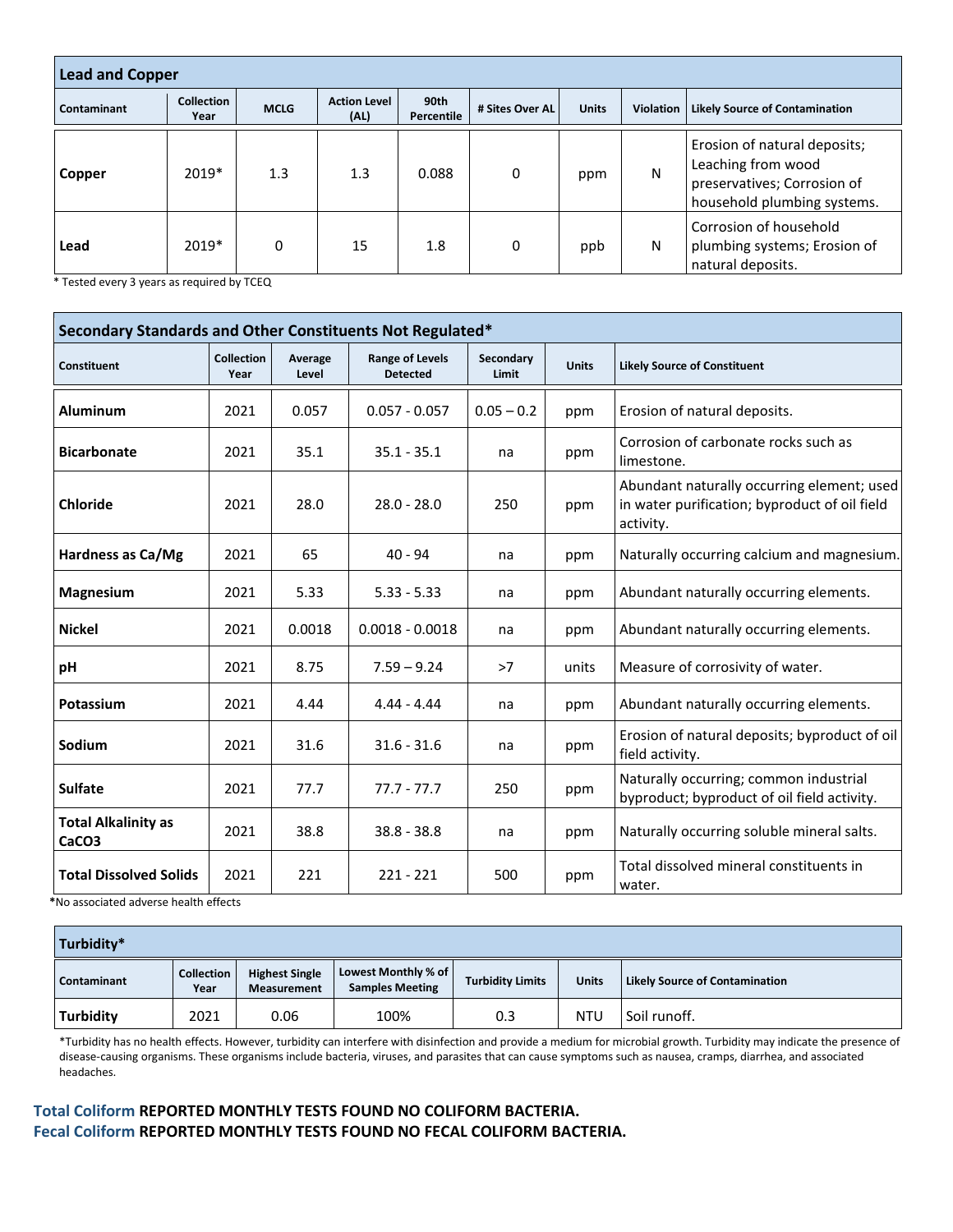## Lead and Copper

| Contaminant | Collection Year | MCLG | Action Level (AL) | 90th Percentile | # Sites Over AL | Units | Violation | Likely Source of Contamination |
|---|---|---|---|---|---|---|---|---|
| **Copper** | 2019* | 1.3 | 1.3 | 0.088 | 0 | ppm | N | Erosion of natural deposits; Leaching from wood preservatives; Corrosion of household plumbing systems. |
| **Lead** | 2019* | 0 | 15 | 1.8 | 0 | ppb | N | Corrosion of household plumbing systems; Erosion of natural deposits. |

\* Tested every 3 years as required by TCEQ

## Secondary Standards and Other Constituents Not Regulated*

| Constituent | Collection Year | Average Level | Range of Levels Detected | Secondary Limit | Units | Likely Source of Constituent |
|---|---|---|---|---|---|---|
| **Aluminum** | 2021 | 0.057 | 0.057 - 0.057 | 0.05 – 0.2 | ppm | Erosion of natural deposits. |
| **Bicarbonate** | 2021 | 35.1 | 35.1 - 35.1 | na | ppm | Corrosion of carbonate rocks such as limestone. |
| **Chloride** | 2021 | 28.0 | 28.0 - 28.0 | 250 | ppm | Abundant naturally occurring element; used in water purification; byproduct of oil field activity. |
| **Hardness as Ca/Mg** | 2021 | 65 | 40 - 94 | na | ppm | Naturally occurring calcium and magnesium. |
| **Magnesium** | 2021 | 5.33 | 5.33 - 5.33 | na | ppm | Abundant naturally occurring elements. |
| **Nickel** | 2021 | 0.0018 | 0.0018 - 0.0018 | na | ppm | Abundant naturally occurring elements. |
| **pH** | 2021 | 8.75 | 7.59 – 9.24 | >7 | units | Measure of corrosivity of water. |
| **Potassium** | 2021 | 4.44 | 4.44 - 4.44 | na | ppm | Abundant naturally occurring elements. |
| **Sodium** | 2021 | 31.6 | 31.6 - 31.6 | na | ppm | Erosion of natural deposits; byproduct of oil field activity. |
| **Sulfate** | 2021 | 77.7 | 77.7 - 77.7 | 250 | ppm | Naturally occurring; common industrial byproduct; byproduct of oil field activity. |
| **Total Alkalinity as $CaCO_3$** | 2021 | 38.8 | 38.8 - 38.8 | na | ppm | Naturally occurring soluble mineral salts. |
| **Total Dissolved Solids** | 2021 | 221 | 221 - 221 | 500 | ppm | Total dissolved mineral constituents in water. |

*No associated adverse health effects

## Turbidity*

| Contaminant | Collection Year | Highest Single Measurement | Lowest Monthly % of Samples Meeting | Turbidity Limits | Units | Likely Source of Contamination |
|---|---|---|---|---|---|---|
| **Turbidity** | 2021 | 0.06 | 100% | 0.3 | NTU | Soil runoff. |

*Turbidity has no health effects. However, turbidity can interfere with disinfection and provide a medium for microbial growth. Turbidity may indicate the presence of disease-causing organisms. These organisms include bacteria, viruses, and parasites that can cause symptoms such as nausea, cramps, diarrhea, and associated headaches.

**Total Coliform REPORTED MONTHLY TESTS FOUND NO COLIFORM BACTERIA.**

**Fecal Coliform REPORTED MONTHLY TESTS FOUND NO FECAL COLIFORM BACTERIA.**